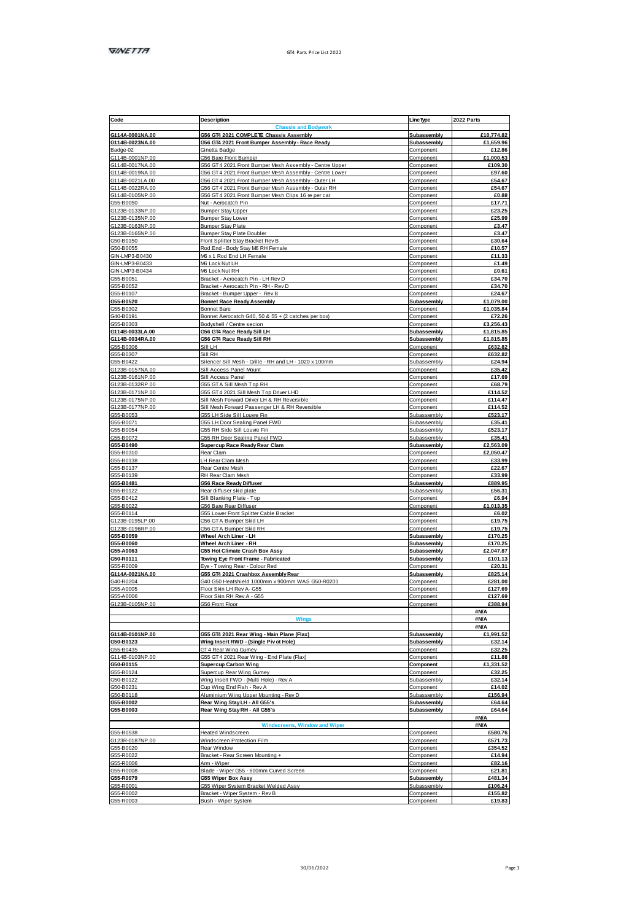# GT4 Parts Price List 2022

| Code | Description | LineType | 2022 Parts |
|---|---|---|---|
| | **Chassis and Bodywork** | | |
| **G114A-0001NA.00** | **G56 GT4 2021 COMPLETE Chassis Assembly** | **Subassembly** | **£10,774.82** |
| **G114B-0023NA.00** | **G56 GT4 2021 Front Bumper Assembly - Race Ready** | **Subassembly** | **£1,659.96** |
| Badge-02 | Ginetta Badge | Component | £12.86 |
| G114B-0001NP.00 | G56 Bare Front Bumper | Component | £1,000.53 |
| G114B-0017NA.00 | G56 GT4 2021 Front Bumper Mesh Assembly - Centre Upper | Component | £109.30 |
| G114B-0019NA.00 | G56 GT4 2021 Front Bumper Mesh Assembly - Centre Lower | Component | £97.60 |
| G114B-0021LA.00 | G56 GT4 2021 Front Bumper Mesh Assembly - Outer LH | Component | £54.67 |
| G114B-0022RA.00 | G56 GT4 2021 Front Bumper Mesh Assembly - Outer RH | Component | £54.67 |
| G114B-0105NP.00 | G56 GT4 2021 Front Bumper Mesh Clips 16 re per car | Component | £0.88 |
| G55-B0050 | Nut - Aerocatch Pin | Component | £17.71 |
| G123B-0133NP.00 | Bumper Stay Upper | Component | £23.25 |
| G123B-0135NP.00 | Bumper Stay Lower | Component | £25.99 |
| G123B-0163NP.00 | Bumper Stay Plate | Component | £3.47 |
| G123B-0165NP.00 | Bumper Stay Plate Doubler | Component | £3.47 |
| G50-B0150 | Front Splitter Stay Bracket Rev B | Component | £30.64 |
| G50-B0055 | Rod End - Body Stay M6 RH Female | Component | £10.57 |
| GIN-LMP3-B0430 | M6 x 1 Rod End LH Female | Component | £11.33 |
| GIN-LMP3-B0433 | M6 Lock Nut LH | Component | £1.49 |
| GIN-LMP3-B0434 | M6 Lock Nut RH | Component | £0.61 |
| G55-B0051 | Bracket - Aerocatch Pin - LH Rev D | Component | £34.70 |
| G55-B0052 | Bracket - Aerocatch Pin - RH - Rev D | Component | £34.70 |
| G55-B0107 | Bracket - Bumper Upper - Rev B | Component | £24.67 |
| **G55-B0520** | **Bonnet Race Ready Assembly** | **Subassembly** | **£1,079.00** |
| G55-B0302 | Bonnet Bare | Component | £1,035.84 |
| G40-B0191 | Bonnet Aerocatch G40, 50 & 55 + (2 catches per box) | Component | £72.26 |
| G55-B0303 | Bodyshell / Centre secion | Component | £3,256.43 |
| **G114B-0033LA.00** | **G56 GT4 Race Ready Sill LH** | **Subassembly** | **£1,815.85** |
| **G114B-0034RA.00** | **G56 GT4 Race Ready Sill RH** | **Subassembly** | **£1,815.85** |
| G55-B0306 | Sill LH | Component | £632.82 |
| G55-B0307 | Sill RH | Component | £632.82 |
| G55-B0422 | Silencer Sill Mesh - Grille - RH and LH - 1020 x 100mm | Subassembly | £24.94 |
| G123B-0157NA.00 | Sill Access Panel Mount | Component | £35.42 |
| G123B-0161NP.00 | Sill Access Panel | Component | £17.69 |
| G123B-0132RP.00 | G55 GTA Sill Mesh Top RH | Component | £68.79 |
| G123B-0171NP.00 | G55 GT4 2021 Sill Mesh Top Driver LHD | Component | £114.52 |
| G123B-0175NP.00 | Sill Mesh Forward Driver LH & RH Reversible | Component | £114.47 |
| G123B-0177NP.00 | Sill Mesh Forward Passenger LH & RH Reversible | Component | £114.52 |
| G55-B0053 | G55 LH Side Sill Louvre Fin | Subassembly | £523.17 |
| G55-B0071 | G55 LH Door Sealing Panel FWD | Subassembly | £35.41 |
| G55-B0054 | G55 RH Side Sill Louvre Fin | Subassembly | £523.17 |
| G55-B0072 | G55 RH Door Sealing Panel FWD | Subassembly | £35.41 |
| **G55-B0490** | **Supercup Race Ready Rear Clam** | **Subassembly** | **£2,563.09** |
| G55-B0310 | Rear Clam | Component | £2,050.47 |
| G55-B0138 | LH Rear Clam Mesh | Component | £33.99 |
| G55-B0137 | Rear Centre Mesh | Component | £22.67 |
| G55-B0139 | RH Rear Clam Mesh | Component | £33.99 |
| **G55-B0481** | **G56 Race Ready Diffuser** | **Subassembly** | **£889.95** |
| G55-B0122 | Rear diffuser skid plate | Subassembly | £56.31 |
| G55-B0412 | Sill Blanking Plate - Top | Component | £6.94 |
| G55-B0022 | G56 Bare Rear Diffuser | Component | £1,013.35 |
| G55-B0114 | G55 Lower Front Splitter Cable Bracket | Component | £6.02 |
| G123B-0195LP.00 | G56 GTA Bumper Skid LH | Component | £19.75 |
| G123B-0196RP.00 | G56 GTA Bumper Skid RH | Component | £19.75 |
| **G55-B0059** | **Wheel Arch Liner - LH** | **Subassembly** | **£170.25** |
| **G55-B0060** | **Wheel Arch Liner - RH** | **Subassembly** | **£170.25** |
| **G55-A0063** | **G55 Hot Climate Crash Box Assy** | **Subassembly** | **£2,047.87** |
| **G50-R0111** | **Towing Eye Front Frame - Fabricated** | **Subassembly** | **£101.13** |
| G55-R0009 | Eye - Towing Rear - Colour Red | Component | £20.31 |
| **G114A-0021NA.00** | **G55 GT4 2021 Crashbox Assembly Rear** | **Subassembly** | **£825.14** |
| G40-R0204 | G40 G50 Heatshield 1000mm x 900mm WAS G50-R0201 | Component | £281.00 |
| G55-A0005 | Floor Skin LH Rev A- G55 | Component | £127.69 |
| G55-A0006 | Floor Skin RH Rev A - G55 | Component | £127.69 |
| G123B-0105NP.00 | G56 Front Floor | Component | £388.94 |
| | | | #N/A |
| | **Wings** | | #N/A |
| | | | #N/A |
| **G114B-0101NP.00** | **G55 GT4 2021 Rear Wing - Main Plane (Flax)** | **Subassembly** | **£1,991.52** |
| **G50-B0123** | **Wing Insert RWD - (Single Pivot Hole)** | **Subassembly** | **£32.14** |
| G55-B0435 | GT4 Rear Wing Gurney | Component | £32.25 |
| G114B-0103NP.00 | G55 GT4 2021 Rear Wing - End Plate (Flax) | Component | £11.88 |
| **G50-B0115** | **Supercup Carbon Wing** | **Component** | **£1,331.52** |
| G55-B0124 | Supercup Rear Wing Gurney | Component | £32.25 |
| G50-B0122 | Wing Insert FWD - (Multi Hole) - Rev A | Subassembly | £32.14 |
| G50-B0231 | Cup Wing End Fish - Rev A | Component | £14.02 |
| G50-B0118 | Aluminium Wing Upper Mounting - Rev D | Subassembly | £156.94 |
| **G55-B0002** | **Rear Wing Stay LH - All G55's** | **Subassembly** | **£64.64** |
| **G55-B0003** | **Rear Wing Stay RH - All G55's** | **Subassembly** | **£64.64** |
| | | | #N/A |
| | **Windscreens, Window and Wiper** | | #N/A |
| G55-B0538 | Heated Windscreen | Component | £580.76 |
| G123R-0187NP.00 | Windscreen Protection Film | Component | £571.73 |
| G55-B0020 | Rear Window | Component | £354.52 |
| G55-R0022 | Bracket - Rear Screen Mounting + | Component | £14.94 |
| G55-R0006 | Arm - Wiper | Component | £82.16 |
| G55-R0008 | Blade - Wiper G55 - 600mm Curved Screen | Component | £21.81 |
| **G55-R0079** | **G55 Wiper Box Assy** | **Subassembly** | **£481.34** |
| G55-R0001 | G55 Wiper System Bracket Welded Assy | Subassembly | £106.24 |
| G55-R0002 | Bracket - Wiper System - Rev B | Component | £155.82 |
| G55-R0003 | Bush - Wiper System | Component | £19.83 |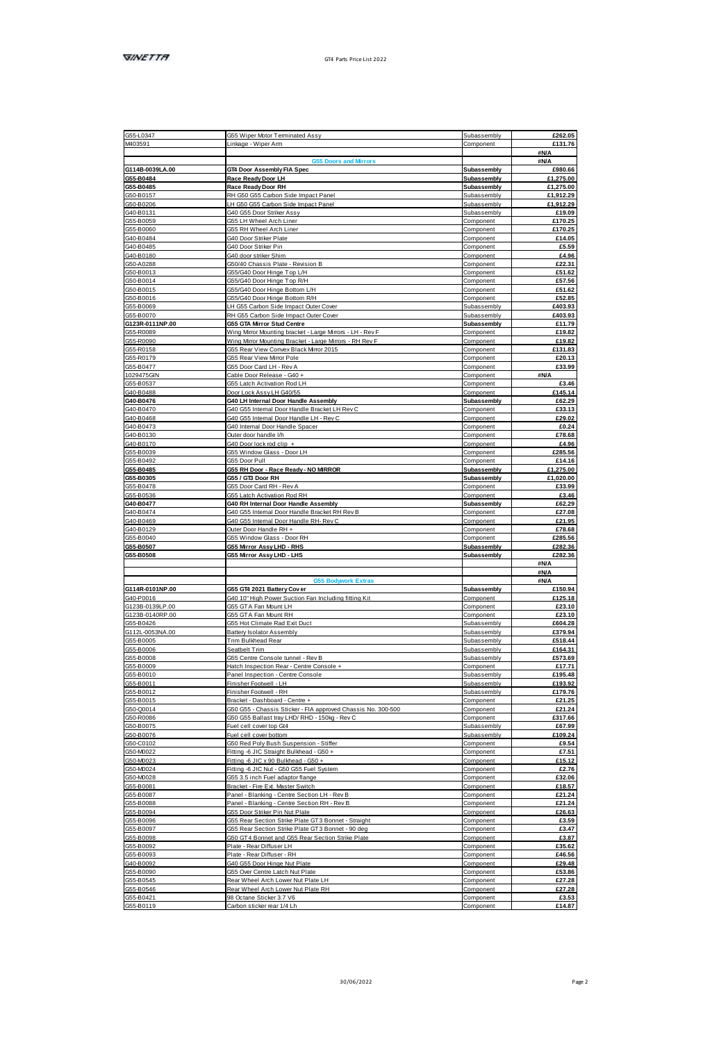| | | | |
|---|---|---|---|
| G55-L0347 | G55 Wiper Motor Terminated Assy | Subassembly | £262.05 |
| M403591 | Linkage - Wiper Arm | Component | £131.76 |
| | | | #N/A |
| | **G55 Doors and Mirrors** | | #N/A |
| **G114B-0039LA.00** | **GT4 Door Assembly FIA Spec** | **Subassembly** | **£980.66** |
| **G55-B0484** | **Race Ready Door LH** | **Subassembly** | **£1,275.00** |
| **G55-B0485** | **Race Ready Door RH** | **Subassembly** | **£1,275.00** |
| G50-B0157 | RH G50 G55 Carbon Side Impact Panel | Subassembly | £1,912.29 |
| G50-B0206 | LH G50 G55 Carbon Side Impact Panel | Subassembly | £1,912.29 |
| G40-B0131 | G40 G55 Door Striker Assy | Subassembly | £19.09 |
| G55-B0059 | G55 LH Wheel Arch Liner | Component | £170.25 |
| G55-B0060 | G55 RH Wheel Arch Liner | Component | £170.25 |
| G40-B0484 | G40 Door Striker Plate | Component | £14.05 |
| G40-B0485 | G40 Door Striker Pin | Component | £5.59 |
| G40-B0180 | G40 door striker Shim | Component | £4.96 |
| G50-A0288 | G50/40 Chassis Plate - Revision B | Component | £22.31 |
| G50-B0013 | G55/G40 Door Hinge Top L/H | Component | £51.62 |
| G50-B0014 | G55/G40 Door Hinge Top R/H | Component | £57.56 |
| G50-B0015 | G55/G40 Door Hinge Bottom L/H | Component | £51.62 |
| G50-B0016 | G55/G40 Door Hinge Bottom R/H | Component | £52.85 |
| G55-B0069 | LH G55 Carbon Side Impact Outer Cover | Subassembly | £403.93 |
| G55-B0070 | RH G55 Carbon Side Impact Outer Cover | Subassembly | £403.93 |
| **G123R-0111NP.00** | **G55 GTA Mirror Stud Centre** | **Subassembly** | **£11.79** |
| G55-R0089 | Wing Mirror Mounting bracket - Large Mirrors - LH - Rev F | Component | £19.82 |
| G55-R0090 | Wing Mirror Mounting Bracket - Large Mirrors - RH Rev F | Component | £19.82 |
| G55-R0158 | G55 Rear View Convex Black Mirror 2015 | Component | £131.83 |
| G55-R0179 | G55 Rear View Mirror Pole | Component | £20.13 |
| G55-B0477 | G55 Door Card LH - Rev A | Component | £33.99 |
| 1029475GIN | Cable Door Release - G40 + | Component | #N/A |
| G55-B0537 | G55 Latch Activation Rod LH | Component | £3.46 |
| G40-B0488 | Door Lock Assy LH G40/55 | Component | £145.14 |
| **G40-B0476** | **G40 LH Internal Door Handle Assembly** | **Subassembly** | **£62.29** |
| G40-B0470 | G40 G55 Internal Door Handle Bracket LH Rev C | Component | £33.13 |
| G40-B0468 | G40 G55 Internal Door Handle LH - Rev C | Component | £29.02 |
| G40-B0473 | G40 Internal Door Handle Spacer | Component | £0.24 |
| G40-B0130 | Outer door handle l/h | Component | £78.68 |
| G40-B0170 | G40 Door lock rod clip + | Component | £4.96 |
| G55-B0039 | G55 Window Glass - Door LH | Component | £285.56 |
| G55-B0492 | G55 Door Pull | Component | £14.16 |
| **G55-B0485** | **G55 RH Door - Race Ready - NO MIRROR** | **Subassembly** | **£1,275.00** |
| **G55-B0305** | **G55 / GT3 Door RH** | **Subassembly** | **£1,020.00** |
| G55-B0478 | G55 Door Card RH - Rev A | Component | £33.99 |
| G55-B0536 | G55 Latch Activation Rod RH | Component | £3.46 |
| **G40-B0477** | **G40 RH Internal Door Handle Assembly** | **Subassembly** | **£62.29** |
| G40-B0474 | G40 G55 Internal Door Handle Bracket RH Rev B | Component | £27.08 |
| G40-B0469 | G40 G55 Internal Door Handle RH- Rev C | Component | £21.95 |
| G40-B0129 | Outer Door Handle RH + | Component | £78.68 |
| G55-B0040 | G55 Window Glass - Door RH | Component | £285.56 |
| **G55-B0507** | **G55 Mirror Assy LHD - RHS** | **Subassembly** | **£282.36** |
| **G55-B0508** | **G55 Mirror Assy LHD - LHS** | **Subassembly** | **£282.36** |
| | | | #N/A |
| | | | #N/A |
| | **G55 Bodywork Extras** | | #N/A |
| **G114R-0101NP.00** | **G55 GT4 2021 Battery Cover** | **Subassembly** | **£150.94** |
| G40-P0016 | G40 10" High Power Suction Fan Including fitting Kit | Component | £125.18 |
| G123B-0139LP.00 | G55 GTA Fan Mount LH | Component | £23.10 |
| G123B-0140RP.00 | G55 GTA Fan Mount RH | Component | £23.10 |
| G55-B0426 | G55 Hot Climate Rad Exit Duct | Subassembly | £604.28 |
| G112L-0053NA.00 | Battery Isolator Assembly | Subassembly | £379.94 |
| G55-B0005 | Trim Bulkhead Rear | Subassembly | £518.44 |
| G55-B0006 | Seatbelt Trim | Subassembly | £164.31 |
| G55-B0008 | G55 Centre Console tunnel - Rev B | Subassembly | £573.69 |
| G55-B0009 | Hatch Inspection Rear - Centre Console + | Component | £17.71 |
| G55-B0010 | Panel Inspection - Centre Console | Subassembly | £195.48 |
| G55-B0011 | Finisher Footwell - LH | Subassembly | £193.92 |
| G55-B0012 | Finisher Footwell - RH | Subassembly | £179.76 |
| G55-B0015 | Bracket - Dashboard - Centre + | Component | £21.25 |
| G50-Q0014 | G50 G55 - Chassis Sticker - FIA approved Chassis No. 300-500 | Component | £21.24 |
| G50-R0086 | G50 G55 Ballast tray LHD/ RHD - 150kg - Rev C | Component | £317.66 |
| G50-B0075 | Fuel cell cover top Gt4 | Subassembly | £67.99 |
| G50-B0076 | Fuel cell cover bottom | Subassembly | £109.24 |
| G50-C0102 | G50 Red Poly Bush Suspension - Stiffer | Component | £9.54 |
| G50-M0022 | Fitting -6 JIC Straight Bulkhead - G50 + | Component | £7.51 |
| G50-M0023 | Fitting -6 JIC x 90 Bulkhead - G50 + | Component | £15.12 |
| G50-M0024 | Fitting -6 JIC Nut - G50 G55 Fuel System | Component | £2.76 |
| G50-M0028 | G55 3.5 inch Fuel adaptor flange | Component | £32.06 |
| G55-B0081 | Bracket - Fire Ext. Master Switch | Component | £18.57 |
| G55-B0087 | Panel - Blanking - Centre Section LH - Rev B | Component | £21.24 |
| G55-B0088 | Panel - Blanking - Centre Section RH - Rev B | Component | £21.24 |
| G55-B0094 | G55 Door Striker Pin Nut Plate | Component | £26.63 |
| G55-B0096 | G55 Rear Section Strike Plate GT3 Bonnet - Straight | Component | £3.59 |
| G55-B0097 | G55 Rear Section Strike Plate GT3 Bonnet - 90 deg | Component | £3.47 |
| G55-B0098 | G50 GT4 Bonnet and G55 Rear Section Strike Plate | Component | £3.87 |
| G55-B0092 | Plate - Rear Diffuser LH | Component | £35.62 |
| G55-B0093 | Plate - Rear Diffuser - RH | Component | £46.56 |
| G40-B0092 | G40 G55 Door Hinge Nut Plate | Component | £29.48 |
| G55-B0090 | G55 Over Centre Latch Nut Plate | Component | £53.86 |
| G55-B0545 | Rear Wheel Arch Lower Nut Plate LH | Component | £27.28 |
| G55-B0546 | Rear Wheel Arch Lower Nut Plate RH | Component | £27.28 |
| G55-B0421 | 98 Octane Sticker 3.7 V6 | Component | £3.53 |
| G55-B0119 | Carbon sticker rear 1/4 Lh | Component | £14.87 |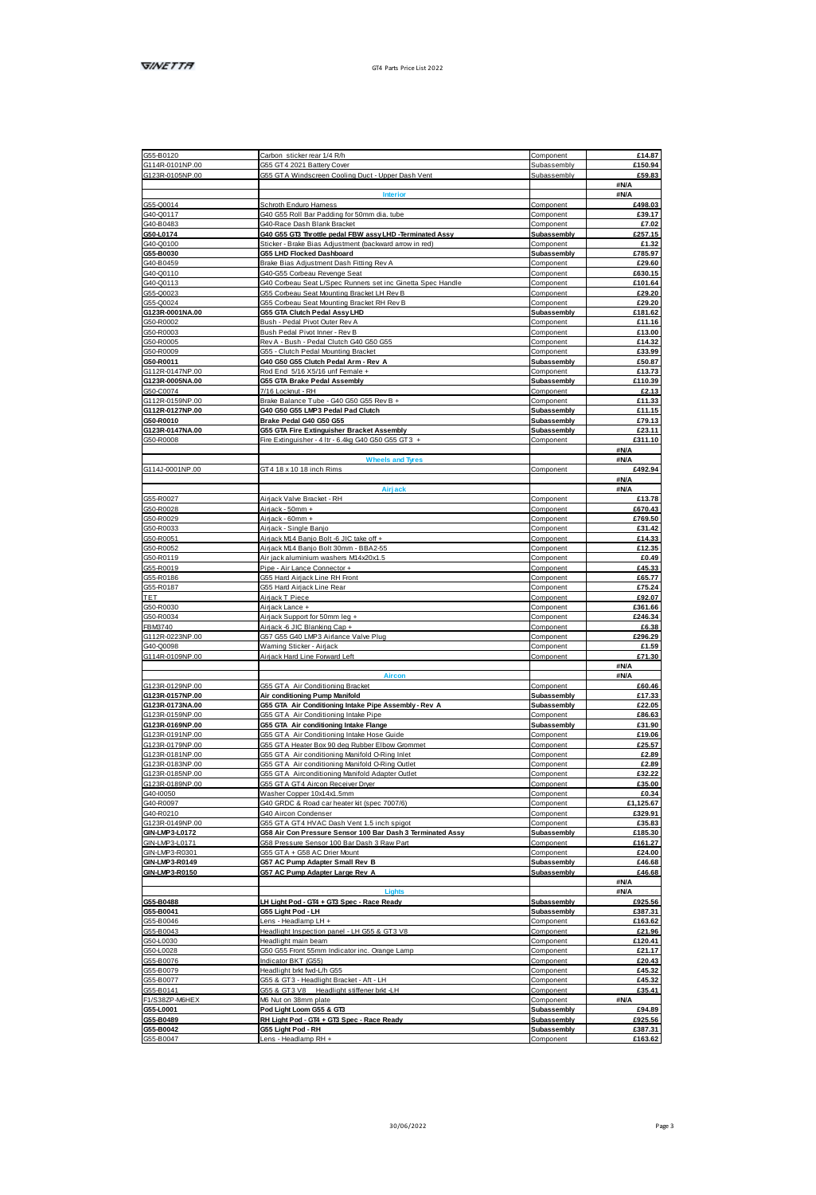| | | | |
|---|---|---|---|
| G55-B0120 | Carbon sticker rear 1/4 R/h | Component | £14.87 |
| G114R-0101NP.00 | G55 GT4 2021 Battery Cover | Subassembly | £150.94 |
| G123R-0105NP.00 | G55 GTA Windscreen Cooling Duct - Upper Dash Vent | Subassembly | £59.83 |
| | | | #N/A |
| | **Interior** | | #N/A |
| G55-Q0014 | Schroth Enduro Harness | Component | £498.03 |
| G40-Q0117 | G40 G55 Roll Bar Padding for 50mm dia. tube | Component | £39.17 |
| G40-B0483 | G40-Race Dash Blank Bracket | Component | £7.02 |
| **G50-L0174** | **G40 G55 GT3 Throttle pedal FBW assy LHD -Terminated Assy** | **Subassembly** | £257.15 |
| G40-Q0100 | Sticker - Brake Bias Adjustment (backward arrow in red) | Component | £1.32 |
| **G55-B0030** | **G55 LHD Flocked Dashboard** | **Subassembly** | £785.97 |
| G40-B0459 | Brake Bias Adjustment Dash Fitting Rev A | Component | £29.60 |
| G40-Q0110 | G40-G55 Corbeau Revenge Seat | Component | £630.15 |
| G40-Q0113 | G40 Corbeau Seat L/Spec Runners set inc Ginetta Spec Handle | Component | £101.64 |
| G55-Q0023 | G55 Corbeau Seat Mounting Bracket LH Rev B | Component | £29.20 |
| G55-Q0024 | G55 Corbeau Seat Mounting Bracket RH Rev B | Component | £29.20 |
| **G123R-0001NA.00** | **G55 GTA Clutch Pedal Assy LHD** | **Subassembly** | £181.62 |
| G50-R0002 | Bush - Pedal Pivot Outer Rev A | Component | £11.16 |
| G50-R0003 | Bush Pedal Pivot Inner - Rev B | Component | £13.00 |
| G50-R0005 | Rev A - Bush - Pedal Clutch G40 G50 G55 | Component | £14.32 |
| G50-R0009 | G55 - Clutch Pedal Mounting Bracket | Component | £33.99 |
| **G50-R0011** | **G40 G50 G55 Clutch Pedal Arm - Rev A** | **Subassembly** | £50.87 |
| G112R-0147NP.00 | Rod End 5/16 X5/16 unf Female + | Component | £13.73 |
| **G123R-0005NA.00** | **G55 GTA Brake Pedal Assembly** | **Subassembly** | £110.39 |
| G50-C0074 | 7/16 Locknut - RH | Component | £2.13 |
| G112R-0159NP.00 | Brake Balance Tube - G40 G50 G55 Rev B + | Component | £11.33 |
| **G112R-0127NP.00** | **G40 G50 G55 LMP3 Pedal Pad Clutch** | **Subassembly** | £11.15 |
| **G50-R0010** | **Brake Pedal G40 G50 G55** | **Subassembly** | £79.13 |
| **G123R-0147NA.00** | **G55 GTA Fire Extinguisher Bracket Assembly** | **Subassembly** | £23.11 |
| G50-R0008 | Fire Extinguisher - 4 ltr - 6.4kg G40 G50 G55 GT3 + | Component | £311.10 |
| | | | #N/A |
| | **Wheels and Tyres** | | #N/A |
| G114J-0001NP.00 | GT4 18 x 10 18 inch Rims | Component | £492.94 |
| | | | #N/A |
| | **Airjack** | | #N/A |
| G55-R0027 | Airjack Valve Bracket - RH | Component | £13.78 |
| G50-R0028 | Airjack - 50mm + | Component | £670.43 |
| G50-R0029 | Airjack - 60mm + | Component | £769.50 |
| G50-R0033 | Airjack - Single Banjo | Component | £31.42 |
| G50-R0051 | Airjack M14 Banjo Bolt -6 JIC take off + | Component | £14.33 |
| G50-R0052 | Airjack M14 Banjo Bolt 30mm - BBA2-55 | Component | £12.35 |
| G50-R0119 | Air jack aluminium washers M14x20x1.5 | Component | £0.49 |
| G55-R0019 | Pipe - Air Lance Connector + | Component | £45.33 |
| G55-R0186 | G55 Hard Airjack Line RH Front | Component | £65.77 |
| G55-R0187 | G55 Hard Airjack Line Rear | Component | £75.24 |
| TET | Airjack T Piece | Component | £92.07 |
| G50-R0030 | Airjack Lance + | Component | £361.66 |
| G50-R0034 | Airjack Support for 50mm leg + | Component | £246.34 |
| FBM3740 | Airjack -6 JIC Blanking Cap + | Component | £6.38 |
| G112R-0223NP.00 | G57 G55 G40 LMP3 Airlance Valve Plug | Component | £296.29 |
| G40-Q0098 | Warning Sticker - Airjack | Component | £1.59 |
| G114R-0109NP.00 | Airjack Hard Line Forward Left | Component | £71.30 |
| | | | #N/A |
| | **Aircon** | | #N/A |
| G123R-0129NP.00 | G55 GTA Air Conditioning Bracket | Component | £60.46 |
| **G123R-0157NP.00** | **Air conditioning Pump Manifold** | **Subassembly** | £17.33 |
| **G123R-0173NA.00** | **G55 GTA Air Conditioning Intake Pipe Assembly - Rev A** | **Subassembly** | £22.05 |
| G123R-0159NP.00 | G55 GTA Air Conditioning Intake Pipe | Component | £86.63 |
| **G123R-0169NP.00** | **G55 GTA Air conditioning Intake Flange** | **Subassembly** | £31.90 |
| G123R-0191NP.00 | G55 GTA Air Conditioning Intake Hose Guide | Component | £19.06 |
| G123R-0179NP.00 | G55 GTA Heater Box 90 deg Rubber Elbow Grommet | Component | £25.57 |
| G123R-0181NP.00 | G55 GTA Air conditioning Manifold O-Ring Inlet | Component | £2.89 |
| G123R-0183NP.00 | G55 GTA Air conditioning Manifold O-Ring Outlet | Component | £2.89 |
| G123R-0185NP.00 | G55 GTA Airconditioning Manifold Adapter Outlet | Component | £32.22 |
| G123R-0189NP.00 | G55 GTA GT4 Aircon Receiver Dryer | Component | £35.00 |
| G40-I0050 | Washer Copper 10x14x1.5mm | Component | £0.34 |
| G40-R0097 | G40 GRDC & Road car heater kit (spec 7007/6) | Component | £1,125.67 |
| G40-R0210 | G40 Aircon Condenser | Component | £329.91 |
| G123R-0149NP.00 | G55 GTA GT4 HVAC Dash Vent 1.5 inch spigot | Component | £35.83 |
| **GIN-LMP3-L0172** | **G58 Air Con Pressure Sensor 100 Bar Dash 3 Terminated Assy** | **Subassembly** | £185.30 |
| GIN-LMP3-L0171 | G58 Pressure Sensor 100 Bar Dash 3 Raw Part | Component | £161.27 |
| GIN-LMP3-R0301 | G55 GTA + G58 AC Drier Mount | Component | £24.00 |
| **GIN-LMP3-R0149** | **G57 AC Pump Adapter Small Rev B** | **Subassembly** | £46.68 |
| **GIN-LMP3-R0150** | **G57 AC Pump Adapter Large Rev A** | **Subassembly** | £46.68 |
| | | | #N/A |
| | **Lights** | | #N/A |
| **G55-B0488** | **LH Light Pod - GT4 + GT3 Spec - Race Ready** | **Subassembly** | £925.56 |
| **G55-B0041** | **G55 Light Pod - LH** | **Subassembly** | £387.31 |
| G55-B0046 | Lens - Headlamp LH + | Component | £163.62 |
| G55-B0043 | Headlight Inspection panel - LH G55 & GT3 V8 | Component | £21.96 |
| G50-L0030 | Headlight main beam | Component | £120.41 |
| G50-L0028 | G50 G55 Front 55mm Indicator inc. Orange Lamp | Component | £21.17 |
| G55-B0076 | Indicator BKT (G55) | Component | £20.43 |
| G55-B0079 | Headlight brkt fwd-L/h G55 | Component | £45.32 |
| G55-B0077 | G55 & GT3 - Headlight Bracket - Aft - LH | Component | £45.32 |
| G55-B0141 | G55 & GT3 V8 Headlight stiffener brkt -LH | Component | £35.41 |
| F1/S38ZP-M6HEX | M6 Nut on 38mm plate | Component | #N/A |
| **G55-L0001** | **Pod Light Loom G55 & GT3** | **Subassembly** | £94.89 |
| **G55-B0489** | **RH Light Pod - GT4 + GT3 Spec - Race Ready** | **Subassembly** | £925.56 |
| **G55-B0042** | **G55 Light Pod - RH** | **Subassembly** | £387.31 |
| G55-B0047 | Lens - Headlamp RH + | Component | £163.62 |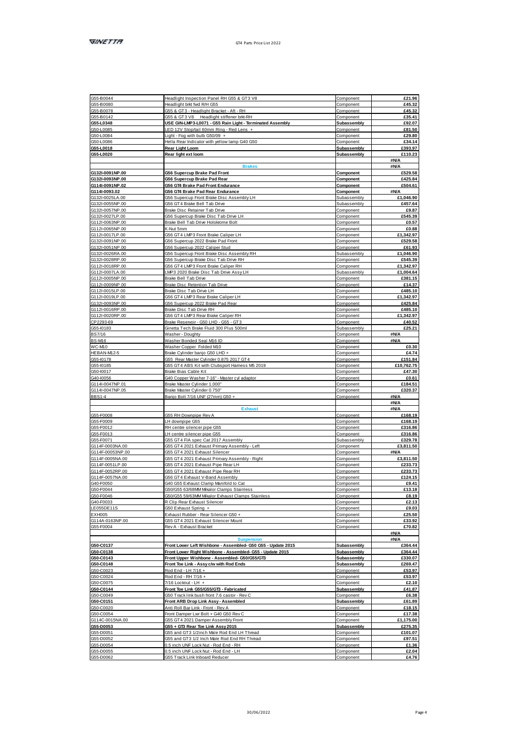| | | | |
|---|---|---|---|
| G55-B0044 | Headlight Inspection Panel RH G55 & GT3 V8 | Component | £21.96 |
| G55-B0080 | Headlight brkt fwd R/H G55 | Component | £45.32 |
| G55-B0078 | G55 & GT3 - Headlight Bracket - Aft - RH | Component | £45.32 |
| G55-B0142 | G55 & GT3 V8 Headlight stiffener brkt-RH | Component | £35.41 |
| **G55-L0348** | **USE GIN-LMP3-L0071 - G55 Rain Light - Terminated Assembly** | **Subassembly** | **£92.07** |
| G50-L0085 | LED 12V Stop/tail 60mm Ring - Red Lens + | Component | £81.50 |
| G50-L0084 | Light - Fog with bulb G50/09 + | Component | £29.80 |
| G50-L0086 | Hella Rear Indicator with yellow lamp G40 G50 | Component | £34.14 |
| **G55-L0018** | **Rear Light Loom** | **Subassembly** | **£393.97** |
| **G55-L0020** | **Rear light ext loom** | **Subassembly** | **£110.23** |
| | | | #N/A |
| | **Brakes** | | #N/A |
| **G132I-0091NP.00** | **G56 Supercup Brake Pad Front** | **Component** | **£529.58** |
| **G132I-0093NP.00** | **G56 Supercup Brake Pad Rear** | **Component** | **£425.84** |
| **G114I-0091NP.02** | **G56 GT4 Brake Pad Front Endurance** | **Component** | **£504.61** |
| **G114I-0093.02** | **G56 GT4 Brake Pad Rear Endurance** | **Component** | #N/A |
| G132I-0025LA.00 | G56 Supercup Front Brake Disc Assembly LH | Subassembly | £1,046.90 |
| G132I-0055NP.00 | G56 GT4 Brake Bell Tab Drive | Subassembly | £457.64 |
| G132I-0057NP.00 | Brake Disc Retainer Tab Drive | Component | £9.87 |
| G132I-0027LP.00 | G56 Supercup Brake Disc Tab Drive LH | Component | £545.39 |
| G112I-0063NP.00 | Brake Bell Tab Drive Holokrome Bolt | Component | £0.57 |
| G112I-0065NP.00 | K-Nut 5mm | Component | £0.88 |
| G112I-0017LP.00 | G56 GT4 LMP3 Front Brake Caliper LH | Component | £1,342.97 |
| G132I-0091NP.00 | G56 Supercup 2022 Brake Pad Front | Component | £529.58 |
| G132I-0051NP.00 | G56 Supercup 2022 Caliper Stud | Component | £61.93 |
| G132I-0026RA.00 | G56 Supercup Front Brake Disc Assembly RH | Subassembly | £1,046.90 |
| G132I-0028RP.00 | G56 Supercup Brake Disc Tab Drive RH | Component | £545.39 |
| G112I-0018RP.00 | G56 GT4 LMP3 Front Brake Caliper RH | Component | £1,342.97 |
| G112I-0007LA.00 | LMP3 2020 Brake Disc Tab Drive Assy LH | Subassembly | £1,004.64 |
| G112I-0005NP.00 | Brake Bell Tab Drive | Component | £381.15 |
| G112I-0009NP.00 | Brake Disc Retention Tab Drive | Component | £14.37 |
| G112I-0015LP.00 | Brake Disc Tab Drive LH | Component | £485.10 |
| G112I-0019LP.00 | G56 GT4 LMP3 Rear Brake Caliper LH | Component | £1,342.97 |
| G132I-0093NP.00 | G56 Supercup 2022 Brake Pad Rear | Component | £425.84 |
| G112I-0016RP.00 | Brake Disc Tab Drive RH | Component | £485.10 |
| G112I-0020RP.00 | G56 GT4 LMP3 Rear Brake Caliper RH | Component | £1,342.97 |
| CP2293-69 | Brake Reservoir - G50 LHD - G55 - GT3 | Component | £40.52 |
| G55-I0183 | Ginetta Tech Brake Fluid 300 Plus 500ml | Subassembly | £25.21 |
| BS7/16 | Washer - Doughty | Component | #N/A |
| BS-M16 | Washer Bonded Seal M16 ID | Component | #N/A |
| WC-M10 | Washer Copper Folded M10 | Component | £0.30 |
| HEBAN-M12-5 | Brake Cylinder banjo G50 LHD + | Component | £4.74 |
| G55-I0178 | G55 Rear Master Cylinder 0.875 2017 GT4 | Component | £151.84 |
| G55-I0185 | G55 GT4 ABS Kit with Clubsport Harness M5 2019 | Component | £10,762.75 |
| G50-I0017 | Brake Bias Cable Kit | Component | £47.30 |
| G40-I0056 | G40 Copper Washer 7-16" - Master cyl adaptor | Component | £0.61 |
| G114I-0047NP.01 | Brake Master Cylinder 1.000" | Component | £184.51 |
| G114I-0047NP.05 | Brake Master Cylinder 0.750" | Component | £320.37 |
| BBS1-4 | Banjo Bolt 7/16 UNF (27mm) G50 + | Component | #N/A |
| | | | #N/A |
| | **Exhaust** | | #N/A |
| G55-F0008 | G55 RH Downpipe Rev A | Component | £168.19 |
| G55-F0009 | LH downpipe G55 | Component | £168.19 |
| G55-F0012 | RH centre silencer pipe G55 | Component | £316.86 |
| G55-F0013 | LH centre silencer pipe G55 | Component | £316.86 |
| G55-F0071 | G55 GT4 FIA spec Cat 2017 Assembly | Subassembly | £329.78 |
| G114F-0003NA.00 | G55 GT4 2021 Exhaust Primary Assembly - Left | Component | £3,811.50 |
| G114F-00053NP.00 | G55 GT4 2021 Exhaust Silencer | Component | #N/A |
| G114F-0005NA.00 | G55 GT4 2021 Exhaust Primary Assembly - Right | Component | £3,811.50 |
| G114F-0051LP.00 | G55 GT4 2021 Exhaust Pipe Rear LH | Component | £233.73 |
| G114F-0052RP.00 | G55 GT4 2021 Exhaust Pipe Rear RH | Component | £233.73 |
| G114F-0057NA.00 | G56 GT4 Exhaust V-Band Assembly | Component | £124.15 |
| G40-F0050 | G40 G55 Exhaust Clamp Manifold to Cat | Component | £9.41 |
| G50-F0044 | G50/G55 63/68MM Mikalor Clamps Stainless | Component | £13.18 |
| G50-F0046 | G50/G55 59/63MM Mikalor Exhaust Clamps Stainless | Component | £8.19 |
| G40-F0033 | R Clip Rear Exhaust Silencer | Component | £2.13 |
| LE055DE11S | G50 Exhaust Spring + | Component | £9.03 |
| EXH005 | Exhaust Rubber - Rear Silencer G50 + | Component | £25.50 |
| G114A-0163NP.00 | G55 GT4 2021 Exhaust Silencer Mount | Component | £33.92 |
| G55-F0004 | Rev A - Exhaust Bracket | Component | £70.82 |
| | | | #N/A |
| | **Suspension** | | #N/A |
| **G50-C0137** | **Front Lower Left Wishbone - Assembled- G50 G55 - Update 2015** | **Subassembly** | **£364.44** |
| **G50-C0138** | **Front Lower Right Wishbone - Assembled- G55 - Update 2015** | **Subassembly** | **£364.44** |
| **G50-C0143** | **Front Upper Wishbone - Assembled- G50/G55/GT3** | **Subassembly** | **£330.07** |
| **G50-C0148** | **Front Toe Link - Assy c/w with Rod Ends** | **Subassembly** | **£269.47** |
| G50-C0023 | Rod End - LH 7/16 + | Component | £53.97 |
| G50-C0024 | Rod End - RH 7/16 + | Component | £53.97 |
| G50-C0075 | 7/16 Locknut - LH + | Component | £2.10 |
| **G50-C0144** | **Front Toe Link G55/G55/GT3 - Fabricated** | **Subassembly** | **£41.87** |
| G50-C0049 | G50 Track link bush front 7.6 castor - Rev C | Component | £6.38 |
| **G50-C0151** | **Front ARB Drop Link Assy - Assembled** | **Subassembly** | **£61.89** |
| G50-C0020 | Anti Roll Bar Link - Front - Rev A | Component | £18.15 |
| G50-C0054 | Front Damper Lwr Bolt + G40 G50 Rev C | Component | £17.38 |
| G114C-0015NA.00 | G55 GT4 2021 Damper Assembly Front | Component | £1,175.00 |
| **G55-D0053** | **G55 + GT3 Rear Toe Link Assy 2015** | **Subassembly** | **£275.35** |
| G55-D0051 | G55 and GT3 1/2inch Male Rod End LH Thread | Component | £101.07 |
| G55-D0052 | G55 and GT3 1/2 Inch Male Rod End RH Thread | Component | £97.51 |
| G55-D0054 | 0.5 inch UNF Lock Nut - Rod End - RH | Component | £1.36 |
| G55-D0055 | 0.5 inch UNF Lock Nut - Rod End - LH | Component | £2.04 |
| G55-D0062 | G55 Track Link Inboard Reducer | Component | £4.76 |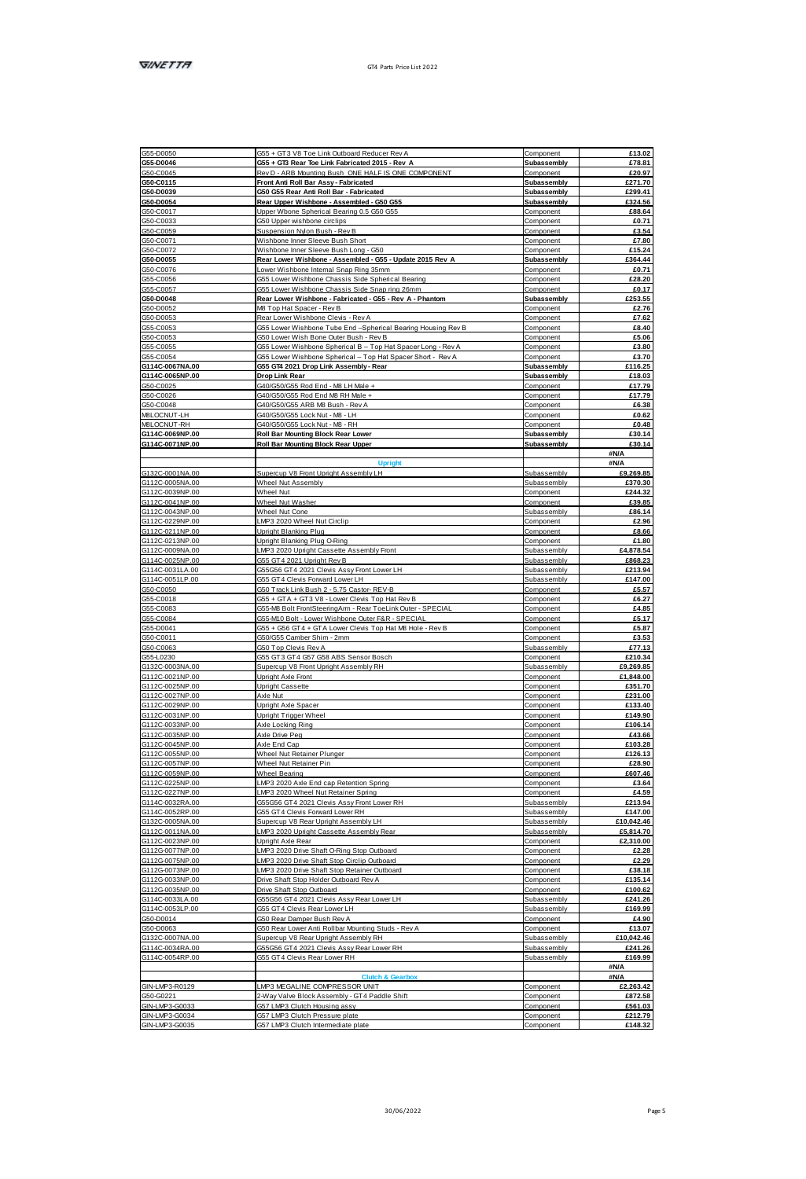| | | | |
|---|---|---|---|
| G55-D0050 | G55 + GT3 V8 Toe Link Outboard Reducer Rev A | Component | £13.02 |
| **G55-D0046** | **G55 + GT3 Rear Toe Link Fabricated 2015 - Rev A** | **Subassembly** | **£78.81** |
| G50-C0045 | Rev D - ARB Mounting Bush ONE HALF IS ONE COMPONENT | Component | £20.97 |
| **G50-C0115** | **Front Anti Roll Bar Assy - Fabricated** | **Subassembly** | **£271.70** |
| **G50-D0039** | **G50 G55 Rear Anti Roll Bar - Fabricated** | **Subassembly** | **£299.41** |
| **G50-D0054** | **Rear Upper Wishbone - Assembled - G50 G55** | **Subassembly** | **£324.56** |
| G50-C0017 | Upper Wbone Spherical Bearing 0.5 G50 G55 | Component | £88.64 |
| G50-C0033 | G50 Upper wishbone circlips | Component | £0.71 |
| G50-C0059 | Suspension Nylon Bush - Rev B | Component | £3.54 |
| G50-C0071 | Wishbone Inner Sleeve Bush Short | Component | £7.80 |
| G50-C0072 | Wishbone Inner Sleeve Bush Long - G50 | Component | £15.24 |
| **G50-D0055** | **Rear Lower Wishbone - Assembled - G55 - Update 2015 Rev A** | **Subassembly** | **£364.44** |
| G50-C0076 | Lower Wishbone Internal Snap Ring 35mm | Component | £0.71 |
| G55-C0056 | G55 Lower Wishbone Chassis Side Spherical Bearing | Component | £28.20 |
| G55-C0057 | G55 Lower Wishbone Chassis Side Snap ring 26mm | Component | £0.17 |
| **G50-D0048** | **Rear Lower Wishbone - Fabricated - G55 - Rev A - Phantom** | **Subassembly** | **£253.55** |
| G50-D0052 | M8 Top Hat Spacer - Rev B | Component | £2.76 |
| G50-D0053 | Rear Lower Wishbone Clevis - Rev A | Component | £7.62 |
| G55-C0053 | G55 Lower Wishbone Tube End –Spherical Bearing Housing Rev B | Component | £8.40 |
| G50-C0053 | G50 Lower Wish Bone Outer Bush - Rev B | Component | £5.06 |
| G55-C0055 | G55 Lower Wishbone Spherical B – Top Hat Spacer Long - Rev A | Component | £3.80 |
| G55-C0054 | G55 Lower Wishbone Spherical – Top Hat Spacer Short - Rev A | Component | £3.70 |
| **G114C-0067NA.00** | **G55 GT4 2021 Drop Link Assembly - Rear** | **Subassembly** | **£116.25** |
| **G114C-0065NP.00** | **Drop Link Rear** | **Subassembly** | **£18.03** |
| G50-C0025 | G40/G50/G55 Rod End - M8 LH Male + | Component | £17.79 |
| G50-C0026 | G40/G50/G55 Rod End M8 RH Male + | Component | £17.79 |
| G50-C0048 | G40/G50/G55 ARB M8 Bush - Rev A | Component | £6.38 |
| M8LOCNUT-LH | G40/G50/G55 Lock Nut - M8 - LH | Component | £0.62 |
| M8LOCNUT-RH | G40/G50/G55 Lock Nut - M8 - RH | Component | £0.48 |
| **G114C-0069NP.00** | **Roll Bar Mounting Block Rear Lower** | **Subassembly** | **£30.14** |
| **G114C-0071NP.00** | **Roll Bar Mounting Block Rear Upper** | **Subassembly** | **£30.14** |
| | | | #N/A |
| | **Upright** | | #N/A |
| G132C-0001NA.00 | Supercup V8 Front Upright Assembly LH | Subassembly | £9,269.85 |
| G112C-0005NA.00 | Wheel Nut Assembly | Subassembly | £370.30 |
| G112C-0039NP.00 | Wheel Nut | Component | £244.32 |
| G112C-0041NP.00 | Wheel Nut Washer | Component | £39.85 |
| G112C-0043NP.00 | Wheel Nut Cone | Subassembly | £86.14 |
| G112C-0229NP.00 | LMP3 2020 Wheel Nut Circlip | Component | £2.96 |
| G112C-0211NP.00 | Upright Blanking Plug | Component | £8.66 |
| G112C-0213NP.00 | Upright Blanking Plug O-Ring | Component | £1.80 |
| G112C-0009NA.00 | LMP3 2020 Upright Cassette Assembly Front | Subassembly | £4,878.54 |
| G114C-0025NP.00 | G55 GT4 2021 Upright Rev B | Subassembly | £868.23 |
| G114C-0031LA.00 | G55G56 GT4 2021 Clevis Assy Front Lower LH | Subassembly | £213.94 |
| G114C-0051LP.00 | G55 GT4 Clevis Forward Lower LH | Subassembly | £147.00 |
| G50-C0050 | G50 Track Link Bush 2 - 5.75 Castor- REV-B | Component | £5.57 |
| G55-C0018 | G55 + GTA + GT3 V8 - Lower Clevis Top Hat Rev B | Component | £6.27 |
| G55-C0083 | G55-M8 Bolt FrontSteeringArm - Rear ToeLink Outer - SPECIAL | Component | £4.85 |
| G55-C0084 | G55-M10 Bolt - Lower Wishbone Outer F&R - SPECIAL | Component | £5.17 |
| G55-D0041 | G55 + G56 GT4 + GTA Lower Clevis Top Hat M8 Hole - Rev B | Component | £5.87 |
| G50-C0011 | G50/G55 Camber Shim - 2mm | Component | £3.53 |
| G50-C0063 | G50 Top Clevis Rev A | Subassembly | £77.13 |
| G55-L0230 | G55 GT3 GT4 G57 G58 ABS Sensor Bosch | Component | £210.34 |
| G132C-0003NA.00 | Supercup V8 Front Upright Assembly RH | Subassembly | £9,269.85 |
| G112C-0021NP.00 | Upright Axle Front | Component | £1,848.00 |
| G112C-0025NP.00 | Upright Cassette | Component | £351.70 |
| G112C-0027NP.00 | Axle Nut | Component | £231.00 |
| G112C-0029NP.00 | Upright Axle Spacer | Component | £133.40 |
| G112C-0031NP.00 | Upright Trigger Wheel | Component | £149.90 |
| G112C-0033NP.00 | Axle Locking Ring | Component | £106.14 |
| G112C-0035NP.00 | Axle Drive Peg | Component | £43.66 |
| G112C-0045NP.00 | Axle End Cap | Component | £103.28 |
| G112C-0055NP.00 | Wheel Nut Retainer Plunger | Component | £126.13 |
| G112C-0057NP.00 | Wheel Nut Retainer Pin | Component | £28.90 |
| G112C-0059NP.00 | Wheel Bearing | Component | £607.46 |
| G112C-0225NP.00 | LMP3 2020 Axle End cap Retention Spring | Component | £3.64 |
| G112C-0227NP.00 | LMP3 2020 Wheel Nut Retainer Spring | Component | £4.59 |
| G114C-0032RA.00 | G55G56 GT4 2021 Clevis Assy Front Lower RH | Subassembly | £213.94 |
| G114C-0052RP.00 | G55 GT4 Clevis Forward Lower RH | Subassembly | £147.00 |
| G132C-0005NA.00 | Supercup V8 Rear Upright Assembly LH | Subassembly | £10,042.46 |
| G112C-0011NA.00 | LMP3 2020 Upright Cassette Assembly Rear | Subassembly | £5,814.70 |
| G112C-0023NP.00 | Upright Axle Rear | Component | £2,310.00 |
| G112G-0077NP.00 | LMP3 2020 Drive Shaft O-Ring Stop Outboard | Component | £2.28 |
| G112G-0075NP.00 | LMP3 2020 Drive Shaft Stop Circlip Outboard | Component | £2.29 |
| G112G-0073NP.00 | LMP3 2020 Drive Shaft Stop Retainer Outboard | Component | £38.18 |
| G112G-0033NP.00 | Drive Shaft Stop Holder Outboard Rev A | Component | £135.14 |
| G112G-0035NP.00 | Drive Shaft Stop Outboard | Component | £100.62 |
| G114C-0033LA.00 | G55G56 GT4 2021 Clevis Assy Rear Lower LH | Subassembly | £241.26 |
| G114C-0053LP.00 | G55 GT4 Clevis Rear Lower LH | Subassembly | £169.99 |
| G50-D0014 | G50 Rear Damper Bush Rev A | Component | £4.90 |
| G50-D0063 | G50 Rear Lower Anti Rollbar Mounting Studs - Rev A | Component | £13.07 |
| G132C-0007NA.00 | Supercup V8 Rear Upright Assembly RH | Subassembly | £10,042.46 |
| G114C-0034RA.00 | G55G56 GT4 2021 Clevis Assy Rear Lower RH | Subassembly | £241.26 |
| G114C-0054RP.00 | G55 GT4 Clevis Rear Lower RH | Subassembly | £169.99 |
| | | | #N/A |
| | **Clutch & Gearbox** | | #N/A |
| GIN-LMP3-R0129 | LMP3 MEGALINE COMPRESSOR UNIT | Component | £2,263.42 |
| G50-G0221 | 2-Way Valve Block Assembly - GT4 Paddle Shift | Component | £872.58 |
| GIN-LMP3-G0033 | G57 LMP3 Clutch Housing assy | Component | £561.03 |
| GIN-LMP3-G0034 | G57 LMP3 Clutch Pressure plate | Component | £212.79 |
| GIN-LMP3-G0035 | G57 LMP3 Clutch Intermediate plate | Component | £148.32 |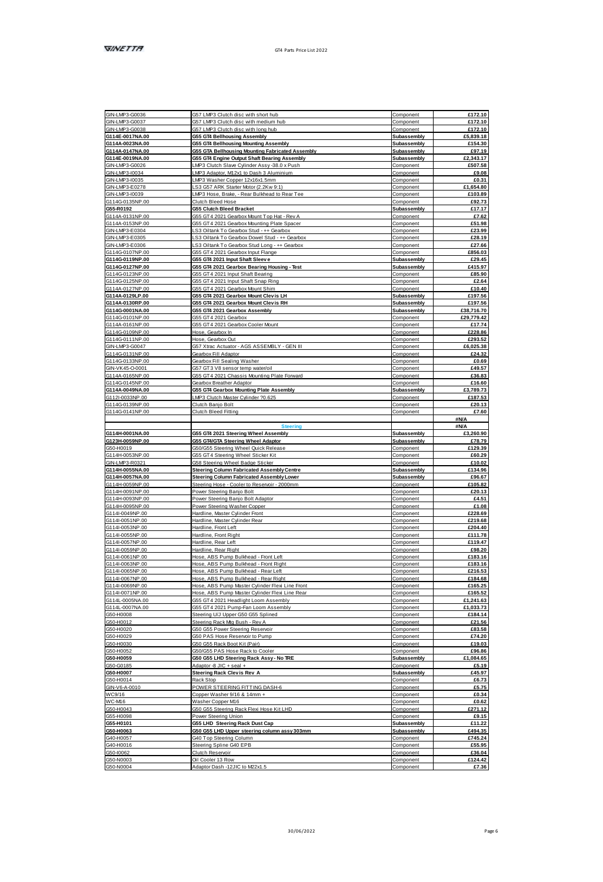| | | | |
|---|---|---|---|
| GIN-LMP3-G0036 | G57 LMP3 Clutch disc with short hub | Component | £172.10 |
| GIN-LMP3-G0037 | G57 LMP3 Clutch disc with medium hub | Component | £172.10 |
| GIN-LMP3-G0038 | G57 LMP3 Clutch disc with long hub | Component | £172.10 |
| **G114E-0017NA.00** | **G55 GT4 Bellhousing Assembly** | **Subassembly** | **£5,839.18** |
| **G114A-0023NA.00** | **G55 GT4 Bellhousing Mounting Assembly** | **Subassembly** | **£154.30** |
| **G114A-0147NA.00** | **G55 GTA Bellhousing Mounting Fabricated Assembly** | **Subassembly** | **£97.19** |
| **G114E-0019NA.00** | **G55 GT4 Engine Output Shaft Bearing Assembly** | **Subassembly** | **£2,343.17** |
| GIN-LMP3-G0026 | LMP3 Clutch Slave Cylinder Assy -38.0 x Push | Component | £507.58 |
| GIN-LMP3-I0034 | LMP3 Adaptor, M12x1 to Dash 3 Aluminium | Component | £9.08 |
| GIN-LMP3-I0035 | LMP3 Washer Copper 12x16x1.5mm | Component | £0.31 |
| GIN-LMP3-E0278 | LS3 G57 ARK Starter Motor (2.2Kw 9:1) | Component | £1,654.80 |
| GIN-LMP3-I0039 | LMP3 Hose, Brake, - Rear Bulkhead to Rear Tee | Component | £103.89 |
| G114G-0135NP.00 | Clutch Bleed Hose | Component | £92.73 |
| **G55-R0192** | **G55 Clutch Bleed Bracket** | **Subassembly** | **£17.17** |
| G114A-0131NP.00 | G55 GT4 2021 Gearbox Mount Top Hat - Rev A | Component | £7.62 |
| G114A-0153NP.00 | G55 GT4 2021 Gearbox Mounting Plate Spacer | Component | £51.98 |
| GIN-LMP3-E0304 | LS3 Oiltank To Gearbox Stud - ++ Gearbox | Component | £23.99 |
| GIN-LMP3-E0305 | LS3 Oiltank To Gearbox Dowel Stud - ++ Gearbox | Component | £28.19 |
| GIN-LMP3-E0306 | LS3 Oiltank To Gearbox Stud Long - ++ Gearbox | Component | £27.66 |
| G114G-0107NP.00 | G55 GT4 2021 Gearbox Input Flange | Component | £856.03 |
| **G114G-0119NP.00** | **G55 GT4 2021 Input Shaft Sleeve** | **Subassembly** | **£29.45** |
| **G114G-0127NP.00** | **G55 GT4 2021 Gearbox Bearing Housing - Test** | **Subassembly** | **£415.97** |
| G114G-0123NP.00 | G55 GT4 2021 Input Shaft Bearing | Component | £85.90 |
| G114G-0125NP.00 | G55 GT4 2021 Input Shaft Snap Ring | Component | £2.64 |
| G114A-0127NP.00 | G55 GT4 2021 Gearbox Mount Shim | Component | £10.40 |
| **G114A-0129LP.00** | **G55 GT4 2021 Gearbox Mount Clevis LH** | **Subassembly** | **£197.56** |
| **G114A-0130RP.00** | **G55 GT4 2021 Gearbox Mount Clevis RH** | **Subassembly** | **£197.56** |
| **G114G-0001NA.00** | **G55 GT4 2021 Gearbox Assembly** | **Subassembly** | **£38,716.70** |
| G114G-0101NP.00 | G55 GT4 2021 Gearbox | Component | £29,779.42 |
| G114A-0161NP.00 | G55 GT4 2021 Gearbox Cooler Mount | Component | £17.74 |
| G114G-0109NP.00 | Hose, Gearbox In | Component | £228.86 |
| G114G-0111NP.00 | Hose, Gearbox Out | Component | £293.52 |
| GIN-LMP3-G0047 | G57 Xtrac Actuator - AGS ASSEMBLY - GEN III | Component | £6,025.38 |
| G114G-0131NP.00 | Gearbox Fill Adaptor | Component | £24.32 |
| G114G-0133NP.00 | Gearbox Fill Sealing Washer | Component | £0.69 |
| GIN-VK45-O-0001 | G57 GT3 V8 sensor temp water/oil | Component | £49.57 |
| G114A-0165NP.00 | G55 GT4 2021 Chassis Mounting Plate Forward | Component | £36.83 |
| G114G-0145NP.00 | Gearbox Breather Adaptor | Component | £16.60 |
| **G114A-0049NA.00** | **G55 GT4 Gearbox Mounting Plate Assembly** | **Subassembly** | **£3,789.73** |
| G112I-0033NP.00 | LMP3 Clutch Master Cylinder ?0.625 | Component | £187.53 |
| G114G-0139NP.00 | Clutch Banjo Bolt | Component | £20.13 |
| G114G-0141NP.00 | Clutch Bleed Fitting | Component | £7.60 |
| | | | #N/A |
| | **Steering** | | #N/A |
| **G114H-0001NA.00** | **G55 GT4 2021 Steering Wheel Assembly** | **Subassembly** | **£3,260.90** |
| **G123H-0059NP.00** | **G55 GT4/GTA Steering Wheel Adaptor** | **Subassembly** | **£78.79** |
| G50-H0019 | G50/G55 Steering Wheel Quick Release | Component | £129.39 |
| G114H-0053NP.00 | G55 GT4 Steering Wheel Sticker Kit | Component | £60.29 |
| GIN-LMP3-R0321 | G58 Steering Wheel Badge Sticker | Component | £10.02 |
| **G114H-0055NA.00** | **Steering Column Fabricated Assembly Centre** | **Subassembly** | **£134.96** |
| **G114H-0057NA.00** | **Steering Column Fabricated Assembly Lower** | **Subassembly** | **£96.67** |
| G114H-0059NP.00 | Steering Hose - Cooler to Reservoir - 2000mm | Component | £105.82 |
| G114H-0091NP.00 | Power Steering Banjo Bolt | Component | £20.13 |
| G114H-0093NP.00 | Power Steering Banjo Bolt Adaptor | Component | £4.51 |
| G114H-0095NP.00 | Power Steering Washer Copper | Component | £1.08 |
| G114I-0049NP.00 | Hardline, Master Cylinder Front | Component | £228.69 |
| G114I-0051NP.00 | Hardline, Master Cylinder Rear | Component | £219.68 |
| G114I-0053NP.00 | Hardline, Front Left | Component | £204.40 |
| G114I-0055NP.00 | Hardline, Front Right | Component | £111.78 |
| G114I-0057NP.00 | Hardline, Rear Left | Component | £119.47 |
| G114I-0059NP.00 | Hardline, Rear Right | Component | £98.20 |
| G114I-0061NP.00 | Hose, ABS Pump Bulkhead - Front Left | Component | £183.16 |
| G114I-0063NP.00 | Hose, ABS Pump Bulkhead - Front Right | Component | £183.16 |
| G114I-0065NP.00 | Hose, ABS Pump Bulkhead - Rear Left | Component | £216.53 |
| G114I-0067NP.00 | Hose, ABS Pump Bulkhead - Rear Right | Component | £184.68 |
| G114I-0069NP.00 | Hose, ABS Pump Master Cylinder Flexi Line Front | Component | £165.25 |
| G114I-0071NP.00 | Hose, ABS Pump Master Cylinder Flexi Line Rear | Component | £165.52 |
| G114L-0005NA.00 | G55 GT4 2021 Headlight Loom Assembly | Component | £1,241.63 |
| G114L-0007NA.00 | G55 GT4 2021 Pump-Fan Loom Assembly | Component | £1,033.73 |
| G50-H0008 | Steering U/J Upper G50 G55 Splined | Component | £184.14 |
| G50-H0012 | Steering Rack Mtg Bush - Rev A | Component | £21.56 |
| G50-H0020 | G50 G55 Power Steering Reservoir | Component | £83.58 |
| G50-H0029 | G50 PAS Hose Reservoir to Pump | Component | £74.20 |
| G50-H0030 | G50 G55 Rack Boot Kit (Pair) | Component | £19.03 |
| G50-H0052 | G50/G55 PAS Hose Rack to Cooler | Component | £96.86 |
| **G50-H0059** | **G50 G55 LHD Steering Rack Assy- No TRE** | **Subassembly** | **£1,084.65** |
| G50-G0185 | Adaptor -8 JIC + seal + | Component | £5.19 |
| **G50-H0007** | **Steering Rack Clevis Rev A** | **Subassembly** | **£45.97** |
| G50-H0014 | Rack Stop | Component | £6.73 |
| GIN-V6-A-0010 | POWER STEERING FITTING DASH-6 | Component | £5.75 |
| WC9/16 | Copper Washer 9/16 & 14mm + | Component | £0.34 |
| WC-M16 | Washer Copper M16 | Component | £0.62 |
| G50-H0043 | G50 G55 Steering Rack Flexi Hose Kit LHD | Component | £271.12 |
| G55-H0098 | Power Steering Union | Component | £9.15 |
| **G55-H0101** | **G55 LHD Steering Rack Dust Cap** | **Subassembly** | **£11.22** |
| **G50-H0063** | **G50 G55 LHD Upper steering column assy 303mm** | **Subassembly** | **£494.35** |
| G40-H0057 | G40 Top Steering Column | Component | £745.24 |
| G40-H0016 | Steering Spline G40 EPB | Component | £55.95 |
| G50-I0062 | Clutch Reservoir | Component | £36.04 |
| G50-N0003 | Oil Cooler 13 Row | Component | £124.42 |
| G50-N0004 | Adaptor Dash -12JIC to M22x1.5 | Component | £7.36 |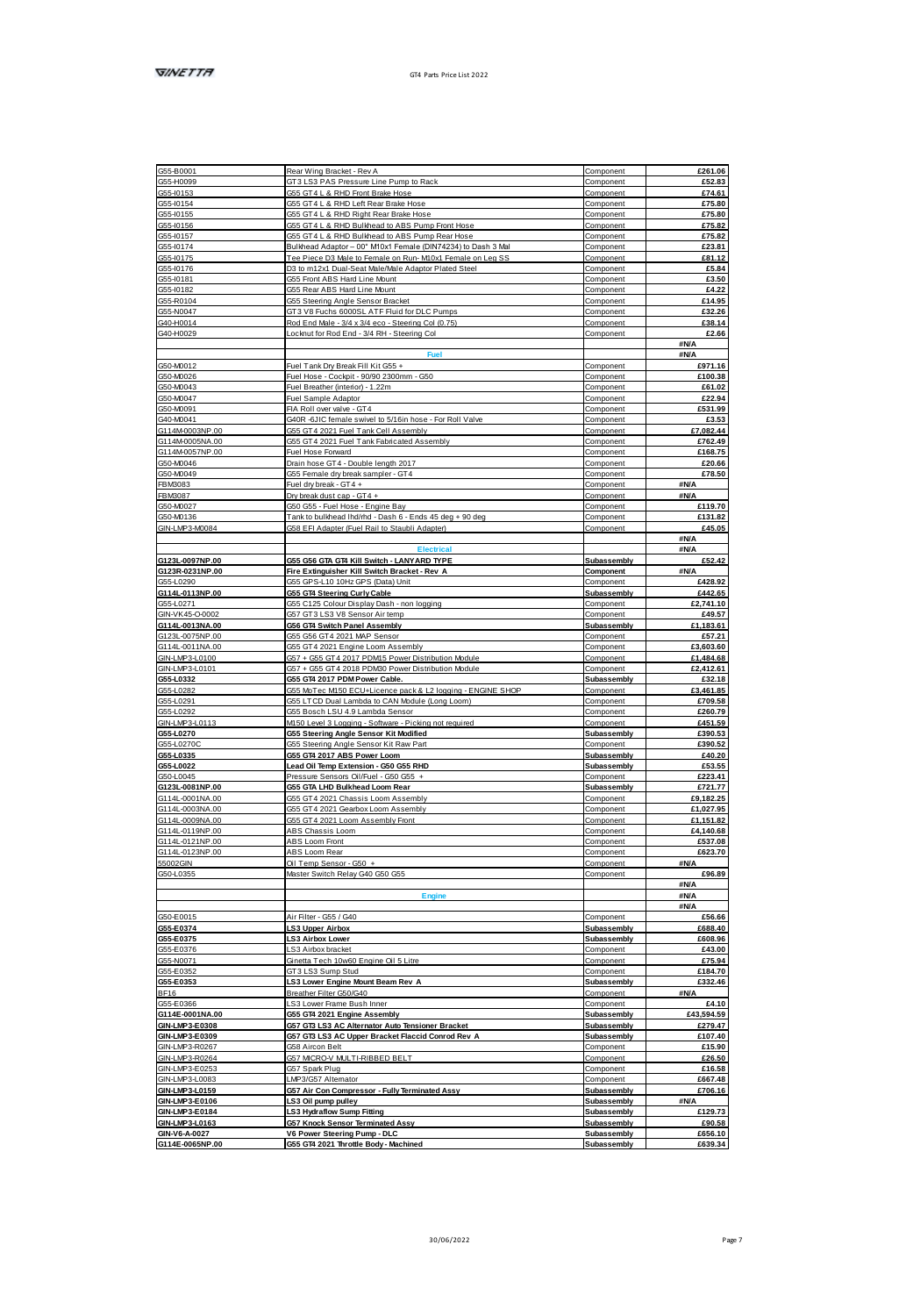| | | | |
|---|---|---|---|
| G55-B0001 | Rear Wing Bracket - Rev A | Component | £261.06 |
| G55-H0099 | GT3 LS3 PAS Pressure Line Pump to Rack | Component | £52.83 |
| G55-I0153 | G55 GT4 L & RHD Front Brake Hose | Component | £74.61 |
| G55-I0154 | G55 GT4 L & RHD Left Rear Brake Hose | Component | £75.80 |
| G55-I0155 | G55 GT4 L & RHD Right Rear Brake Hose | Component | £75.80 |
| G55-I0156 | G55 GT4 L & RHD Bulkhead to ABS Pump Front Hose | Component | £75.82 |
| G55-I0157 | G55 GT4 L & RHD Bulkhead to ABS Pump Rear Hose | Component | £75.82 |
| G55-I0174 | Bulkhead Adaptor – 00° M10x1 Female (DIN74234) to Dash 3 Mal | Component | £23.81 |
| G55-I0175 | Tee Piece D3 Male to Female on Run- M10x1 Female on Leg SS | Component | £81.12 |
| G55-I0176 | D3 to m12x1 Dual-Seat Male/Male Adaptor Plated Steel | Component | £5.84 |
| G55-I0181 | G55 Front ABS Hard Line Mount | Component | £3.50 |
| G55-I0182 | G55 Rear ABS Hard Line Mount | Component | £4.22 |
| G55-R0104 | G55 Steering Angle Sensor Bracket | Component | £14.95 |
| G55-N0047 | GT3 V8 Fuchs 6000SL ATF Fluid for DLC Pumps | Component | £32.26 |
| G40-H0014 | Rod End Male - 3/4 x 3/4 eco - Steering Col (0.75) | Component | £38.14 |
| G40-H0029 | Locknut for Rod End - 3/4 RH - Steering Col | Component | £2.66 |
| | | | #N/A |
| | **Fuel** | | #N/A |
| G50-M0012 | Fuel Tank Dry Break Fill Kit G55 + | Component | £971.16 |
| G50-M0026 | Fuel Hose - Cockpit - 90/90 2300mm - G50 | Component | £100.38 |
| G50-M0043 | Fuel Breather (interior) - 1.22m | Component | £61.02 |
| G50-M0047 | Fuel Sample Adaptor | Component | £22.94 |
| G50-M0091 | FIA Roll over valve - GT4 | Component | £531.99 |
| G40-M0041 | G40R -6JIC female swivel to 5/16in hose - For Roll Valve | Component | £3.53 |
| G114M-0003NP.00 | G55 GT4 2021 Fuel Tank Cell Assembly | Component | £7,082.44 |
| G114M-0005NA.00 | G55 GT4 2021 Fuel Tank Fabricated Assembly | Component | £762.49 |
| G114M-0057NP.00 | Fuel Hose Forward | Component | £168.75 |
| G50-M0046 | Drain hose GT4 - Double length 2017 | Component | £20.66 |
| G50-M0049 | G55 Female dry break sampler - GT4 | Component | £78.50 |
| FBM3083 | Fuel dry break - GT4 + | Component | #N/A |
| FBM3087 | Dry break dust cap - GT4 + | Component | #N/A |
| G50-M0027 | G50 G55 - Fuel Hose - Engine Bay | Component | £119.70 |
| G50-M0136 | Tank to bulkhead lhd/rhd - Dash 6 - Ends 45 deg + 90 deg | Component | £131.82 |
| GIN-LMP3-M0084 | G58 EFI Adapter (Fuel Rail to Staubli Adapter) | Component | £45.05 |
| | | | #N/A |
| | **Electrical** | | #N/A |
| **G123L-0097NP.00** | **G55 G56 GTA GT4 Kill Switch - LANYARD TYPE** | **Subassembly** | **£52.42** |
| **G123R-0231NP.00** | **Fire Extinguisher Kill Switch Bracket - Rev A** | **Component** | **#N/A** |
| G55-L0290 | G55 GPS-L10 10Hz GPS (Data) Unit | Component | £428.92 |
| **G114L-0113NP.00** | **G55 GT4 Steering Curly Cable** | **Subassembly** | **£442.65** |
| G55-L0271 | G55 C125 Colour Display Dash - non logging | Component | £2,741.10 |
| GIN-VK45-O-0002 | G57 GT3 LS3 V8 Sensor Air temp | Component | £49.57 |
| **G114L-0013NA.00** | **G56 GT4 Switch Panel Assembly** | **Subassembly** | **£1,183.61** |
| G123L-0075NP.00 | G55 G56 GT4 2021 MAP Sensor | Component | £57.21 |
| G114L-0011NA.00 | G55 GT4 2021 Engine Loom Assembly | Component | £3,603.60 |
| GIN-LMP3-L0100 | G57 + G55 GT4 2017 PDM15 Power Distribution Module | Component | £1,484.68 |
| GIN-LMP3-L0101 | G57 + G55 GT4 2018 PDM30 Power Distribution Module | Component | £2,412.61 |
| **G55-L0332** | **G55 GT4 2017 PDM Power Cable.** | **Subassembly** | **£32.18** |
| G55-L0282 | G55 MoTec M150 ECU+Licence pack & L2 logging - ENGINE SHOP | Component | £3,461.85 |
| G55-L0291 | G55 LTCD Dual Lambda to CAN Module (Long Loom) | Component | £709.58 |
| G55-L0292 | G55 Bosch LSU 4.9 Lambda Sensor | Component | £260.79 |
| GIN-LMP3-L0113 | M150 Level 3 Logging - Software - Picking not required | Component | £451.59 |
| **G55-L0270** | **G55 Steering Angle Sensor Kit Modified** | **Subassembly** | **£390.53** |
| G55-L0270C | G55 Steering Angle Sensor Kit Raw Part | Component | £390.52 |
| **G55-L0335** | **G55 GT4 2017 ABS Power Loom** | **Subassembly** | **£40.20** |
| **G55-L0022** | **Lead Oil Temp Extension - G50 G55 RHD** | **Subassembly** | **£53.55** |
| G50-L0045 | Pressure Sensors Oil/Fuel - G50 G55 + | Component | £223.41 |
| **G123L-0081NP.00** | **G55 GTA LHD Bulkhead Loom Rear** | **Subassembly** | **£721.77** |
| G114L-0001NA.00 | G55 GT4 2021 Chassis Loom Assembly | Component | £9,182.25 |
| G114L-0003NA.00 | G55 GT4 2021 Gearbox Loom Assembly | Component | £1,027.95 |
| G114L-0009NA.00 | G55 GT4 2021 Loom Assembly Front | Component | £1,151.82 |
| G114L-0119NP.00 | ABS Chassis Loom | Component | £4,140.68 |
| G114L-0121NP.00 | ABS Loom Front | Component | £537.08 |
| G114L-0123NP.00 | ABS Loom Rear | Component | £623.70 |
| 55002GIN | Oil Temp Sensor - G50 + | Component | #N/A |
| G50-L0355 | Master Switch Relay G40 G50 G55 | Component | £96.89 |
| | | | #N/A |
| | **Engine** | | #N/A |
| | | | #N/A |
| G50-E0015 | Air Filter - G55 / G40 | Component | £56.66 |
| **G55-E0374** | **LS3 Upper Airbox** | **Subassembly** | **£688.40** |
| **G55-E0375** | **LS3 Airbox Lower** | **Subassembly** | **£608.96** |
| G55-E0376 | LS3 Airbox bracket | Component | £43.00 |
| G55-N0071 | Ginetta Tech 10w60 Engine Oil 5 Litre | Component | £75.94 |
| G55-E0352 | GT3 LS3 Sump Stud | Component | £184.70 |
| **G55-E0353** | **LS3 Lower Engine Mount Beam Rev A** | **Subassembly** | **£332.46** |
| BF16 | Breather Filter G50/G40 | Component | #N/A |
| G55-E0366 | LS3 Lower Frame Bush Inner | Component | £4.10 |
| **G114E-0001NA.00** | **G55 GT4 2021 Engine Assembly** | **Subassembly** | **£43,594.59** |
| **GIN-LMP3-E0308** | **G57 GT3 LS3 AC Alternator Auto Tensioner Bracket** | **Subassembly** | **£279.47** |
| **GIN-LMP3-E0309** | **G57 GT3 LS3 AC Upper Bracket Flaccid Conrod Rev A** | **Subassembly** | **£107.40** |
| GIN-LMP3-R0267 | G58 Aircon Belt | Component | £15.90 |
| GIN-LMP3-R0264 | G57 MICRO-V MULTI-RIBBED BELT | Component | £26.50 |
| GIN-LMP3-E0253 | G57 Spark Plug | Component | £16.58 |
| GIN-LMP3-L0083 | LMP3/G57 Alternator | Component | £667.48 |
| **GIN-LMP3-L0159** | **G57 Air Con Compressor - Fully Terminated Assy** | **Subassembly** | **£706.16** |
| **GIN-LMP3-E0106** | **LS3 Oil pump pulley** | **Subassembly** | **#N/A** |
| **GIN-LMP3-E0184** | **LS3 Hydraflow Sump Fitting** | **Subassembly** | **£129.73** |
| **GIN-LMP3-L0163** | **G57 Knock Sensor Terminated Assy** | **Subassembly** | **£90.58** |
| **GIN-V6-A-0027** | **V6 Power Steering Pump - DLC** | **Subassembly** | **£656.10** |
| **G114E-0065NP.00** | **G55 GT4 2021 Throttle Body - Machined** | **Subassembly** | **£639.34** |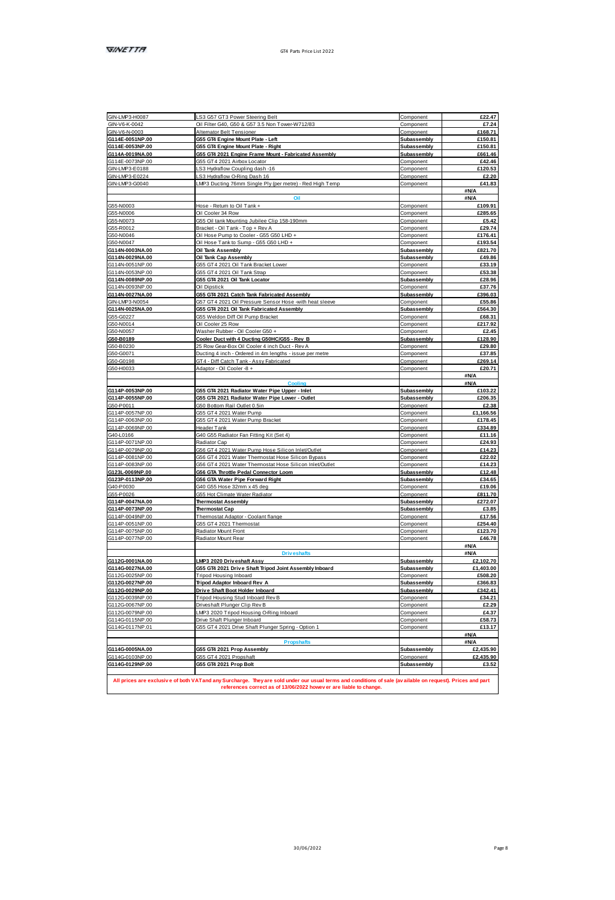| | | | |
|---|---|---|---|
| GIN-LMP3-H0087 | LS3 G57 GT3 Power Steering Belt | Component | £22.47 |
| GIN-V6-K-0042 | Oil Filter G40, G50 & G57 3.5 Non Tower-W712/83 | Component | £7.24 |
| GIN-V6-N-0003 | Alternator Belt Tensioner | Component | £168.71 |
| **G114E-0051NP.00** | **G55 GT4 Engine Mount Plate - Left** | **Subassembly** | **£150.81** |
| **G114E-0053NP.00** | **G55 GT4 Engine Mount Plate - Right** | **Subassembly** | **£150.81** |
| **G114A-0019NA.00** | **G55 GT4 2021 Engine Frame Mount - Fabricated Assembly** | **Subassembly** | **£661.46** |
| G114E-0073NP.00 | G55 GT4 2021 Airbox Locator | Component | £42.46 |
| GIN-LMP3-E0188 | LS3 Hydraflow Coupling dash -16 | Component | £120.53 |
| GIN-LMP3-E0224 | LS3 Hydraflow O-Ring Dash 16 | Component | £2.20 |
| GIN-LMP3-G0040 | LMP3 Ducting 76mm Single Ply (per metre) - Red High Temp | Component | £41.83 |
| | | | #N/A |
| | **Oil** | | #N/A |
| G55-N0003 | Hose - Return to Oil Tank + | Component | £109.91 |
| G55-N0006 | Oil Cooler 34 Row | Component | £285.65 |
| G55-N0073 | G55 Oil tank Mounting Jubilee Clip 158-190mm | Component | £5.42 |
| G55-R0012 | Bracket - Oil Tank - Top + Rev A | Component | £29.74 |
| G50-N0046 | Oil Hose Pump to Cooler - G55 G50 LHD + | Component | £176.41 |
| G50-N0047 | Oil Hose Tank to Sump - G55 G50 LHD + | Component | £193.54 |
| **G114N-0003NA.00** | **Oil Tank Assembly** | **Subassembly** | **£821.70** |
| **G114N-0029NA.00** | **Oil Tank Cap Assembly** | **Subassembly** | **£49.86** |
| G114N-0051NP.00 | G55 GT4 2021 Oil Tank Bracket Lower | Component | £33.19 |
| G114N-0053NP.00 | G55 GT4 2021 Oil Tank Strap | Component | £53.38 |
| **G114N-0089NP.00** | **G55 GT4 2021 Oil Tank Locator** | **Subassembly** | **£28.96** |
| G114N-0093NP.00 | Oil Dipstick | Component | £37.76 |
| **G114N-0027NA.00** | **G55 GT4 2021 Catch Tank Fabricated Assembly** | **Subassembly** | **£396.03** |
| GIN-LMP3-N0054 | G57 GT4 2021 Oil Pressure Sensor Hose -with heat sleeve | Component | £55.86 |
| **G114N-0025NA.00** | **G55 GT4 2021 Oil Tank Fabricated Assembly** | **Subassembly** | **£564.30** |
| G55-G0227 | G55 Weldon Diff Oil Pump Bracket | Component | £68.31 |
| G50-N0014 | Oil Cooler 25 Row | Component | £217.92 |
| G50-N0057 | Washer Rubber - Oil Cooler G50 + | Component | £2.45 |
| **G50-B0189** | **Cooler Duct with 4 Ducting G50HC/G55 - Rev B** | **Subassembly** | **£128.90** |
| G50-B0230 | 25 Row Gear-Box Oil Cooler 4 inch Duct - Rev A | Component | £29.80 |
| G50-G0071 | Ducting 4 inch - Ordered in 4m lengths - issue per metre | Component | £37.85 |
| G50-G0198 | GT4 - Diff Catch Tank - Assy Fabricated | Component | £269.14 |
| G50-H0033 | Adaptor - Oil Cooler -8 + | Component | £20.71 |
| | | | #N/A |
| | **Cooling** | | #N/A |
| **G114P-0053NP.00** | **G55 GT4 2021 Radiator Water Pipe Upper - Inlet** | **Subassembly** | **£103.22** |
| **G114P-0055NP.00** | **G55 GT4 2021 Radiator Water Pipe Lower - Outlet** | **Subassembly** | **£206.35** |
| G50-P0011 | G50 Bottom Rail Outlet 0.5in | Component | £2.38 |
| G114P-0057NP.00 | G55 GT4 2021 Water Pump | Component | £1,166.56 |
| G114P-0063NP.00 | G55 GT4 2021 Water Pump Bracket | Component | £178.45 |
| G114P-0069NP.00 | Header Tank | Component | £334.89 |
| G40-L0166 | G40 G55 Radiator Fan Fitting Kit (Set 4) | Component | £11.16 |
| G114P-0071NP.00 | Radiator Cap | Component | £24.93 |
| G114P-0079NP.00 | G56 GT4 2021 Water Pump Hose Silicon Inlet/Outlet | Component | £14.23 |
| G114P-0081NP.00 | G56 GT4 2021 Water Thermostat Hose Silicon Bypass | Component | £22.02 |
| G114P-0083NP.00 | G56 GT4 2021 Water Thermostat Hose Silicon Inlet/Outlet | Component | £14.23 |
| **G123L-0069NP.00** | **G56 GTA Throttle Pedal Connector Loom** | **Subassembly** | **£12.48** |
| **G123P-0113NP.00** | **G56 GTA Water Pipe Forward Right** | **Subassembly** | **£34.65** |
| G40-P0030 | G40 G55 Hose 32mm x 45 deg | Component | £19.06 |
| G55-P0026 | G55 Hot Climate Water Radiator | Component | £811.70 |
| **G114P-0047NA.00** | **Thermostat Assembly** | **Subassembly** | **£272.07** |
| **G114P-0073NP.00** | **Thermostat Cap** | **Subassembly** | **£3.85** |
| G114P-0049NP.00 | Thermostat Adaptor - Coolant flange | Component | £17.56 |
| G114P-0051NP.00 | G55 GT4 2021 Thermostat | Component | £254.40 |
| G114P-0075NP.00 | Radiator Mount Front | Component | £123.70 |
| G114P-0077NP.00 | Radiator Mount Rear | Component | £46.78 |
| | | | #N/A |
| | **Driveshafts** | | #N/A |
| **G112G-0001NA.00** | **LMP3 2020 Driveshaft Assy** | **Subassembly** | **£2,102.70** |
| **G114G-0027NA.00** | **G55 GT4 2021 Drive Shaft Tripod Joint Assembly Inboard** | **Subassembly** | **£1,403.00** |
| G112G-0025NP.00 | Tripod Housing Inboard | Component | £508.20 |
| **G112G-0027NP.00** | **Tripod Adaptor Inboard Rev A** | **Subassembly** | **£366.83** |
| **G112G-0029NP.00** | **Drive Shaft Boot Holder Inboard** | **Subassembly** | **£342.41** |
| G112G-0039NP.00 | Tripod Housing Stud Inboard Rev B | Component | £34.21 |
| G112G-0067NP.00 | Driveshaft Plunger Clip Rev B | Component | £2.29 |
| G112G-0079NP.00 | LMP3 2020 Tripod Housing O-Ring Inboard | Component | £4.37 |
| G114G-0115NP.00 | Drive Shaft Plunger Inboard | Component | £58.73 |
| G114G-0117NP.01 | G55 GT4 2021 Drive Shaft Plunger Spring - Option 1 | Component | £13.17 |
| | | | #N/A |
| | **Propshafts** | | #N/A |
| **G114G-0005NA.00** | **G55 GT4 2021 Prop Assembly** | **Subassembly** | **£2,435.90** |
| G114G-0103NP.00 | G55 GT4 2021 Propshaft | Component | £2,435.90 |
| **G114G-0129NP.00** | **G55 GT4 2021 Prop Bolt** | **Subassembly** | **£3.52** |

**All prices are exclusive of both VAT and any Surcharge. They are sold under our usual terms and conditions of sale (available on request). Prices and part references correct as of 13/06/2022 however are liable to change.**